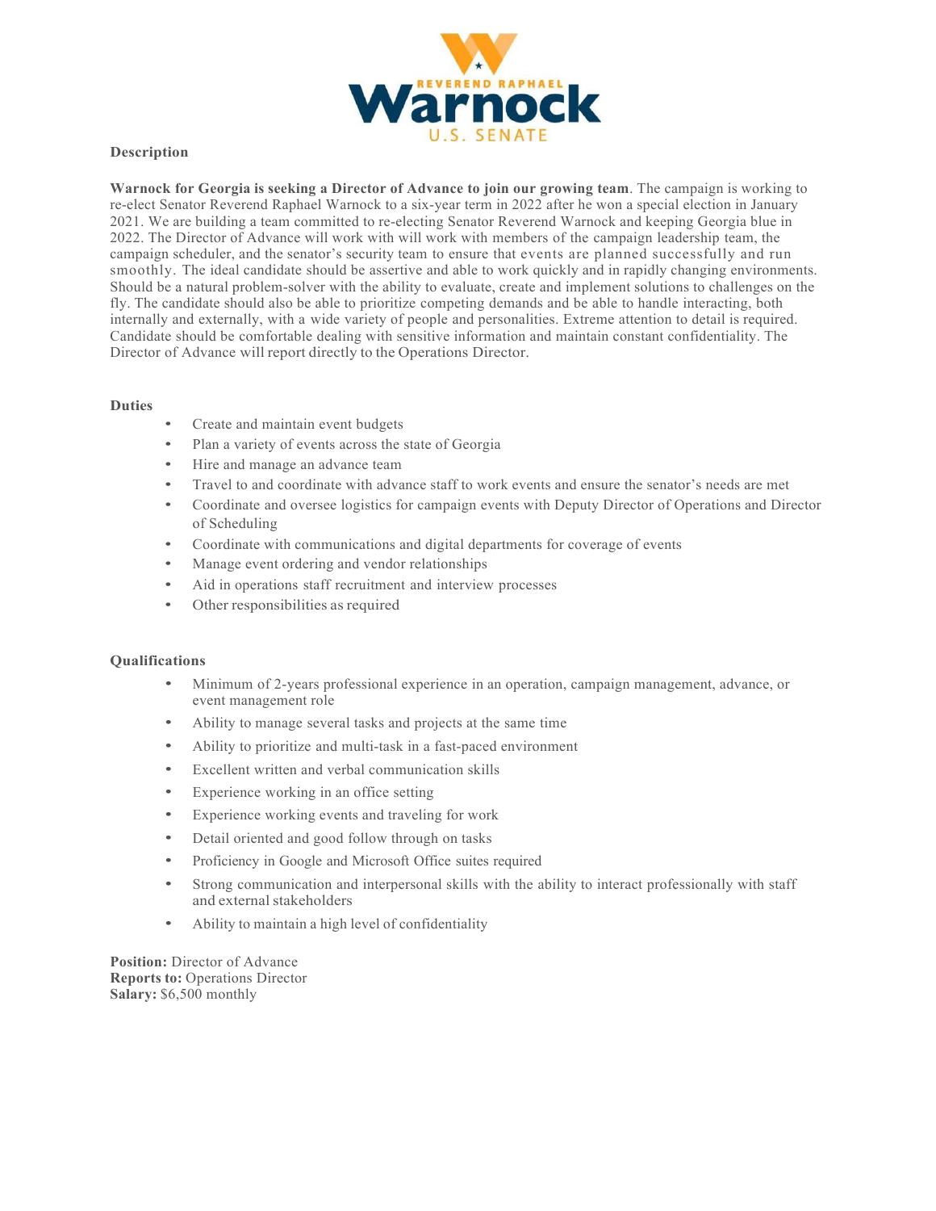REVEREND RAPHAEL
Warnock
U.S. SENATE

**Description**

**Warnock for Georgia is seeking a Director of Advance to join our growing team**. The campaign is working to re-elect Senator Reverend Raphael Warnock to a six-year term in 2022 after he won a special election in January 2021. We are building a team committed to re-electing Senator Reverend Warnock and keeping Georgia blue in 2022. The Director of Advance will work with will work with members of the campaign leadership team, the campaign scheduler, and the senator's security team to ensure that events are planned successfully and run smoothly. The ideal candidate should be assertive and able to work quickly and in rapidly changing environments. Should be a natural problem-solver with the ability to evaluate, create and implement solutions to challenges on the fly. The candidate should also be able to prioritize competing demands and be able to handle interacting, both internally and externally, with a wide variety of people and personalities. Extreme attention to detail is required. Candidate should be comfortable dealing with sensitive information and maintain constant confidentiality. The Director of Advance will report directly to the Operations Director.

**Duties**

- Create and maintain event budgets
- Plan a variety of events across the state of Georgia
- Hire and manage an advance team
- Travel to and coordinate with advance staff to work events and ensure the senator's needs are met
- Coordinate and oversee logistics for campaign events with Deputy Director of Operations and Director of Scheduling
- Coordinate with communications and digital departments for coverage of events
- Manage event ordering and vendor relationships
- Aid in operations staff recruitment and interview processes
- Other responsibilities as required

**Qualifications**

- Minimum of 2-years professional experience in an operation, campaign management, advance, or event management role
- Ability to manage several tasks and projects at the same time
- Ability to prioritize and multi-task in a fast-paced environment
- Excellent written and verbal communication skills
- Experience working in an office setting
- Experience working events and traveling for work
- Detail oriented and good follow through on tasks
- Proficiency in Google and Microsoft Office suites required
- Strong communication and interpersonal skills with the ability to interact professionally with staff and external stakeholders
- Ability to maintain a high level of confidentiality

**Position:** Director of Advance
**Reports to:** Operations Director
**Salary:** $6,500 monthly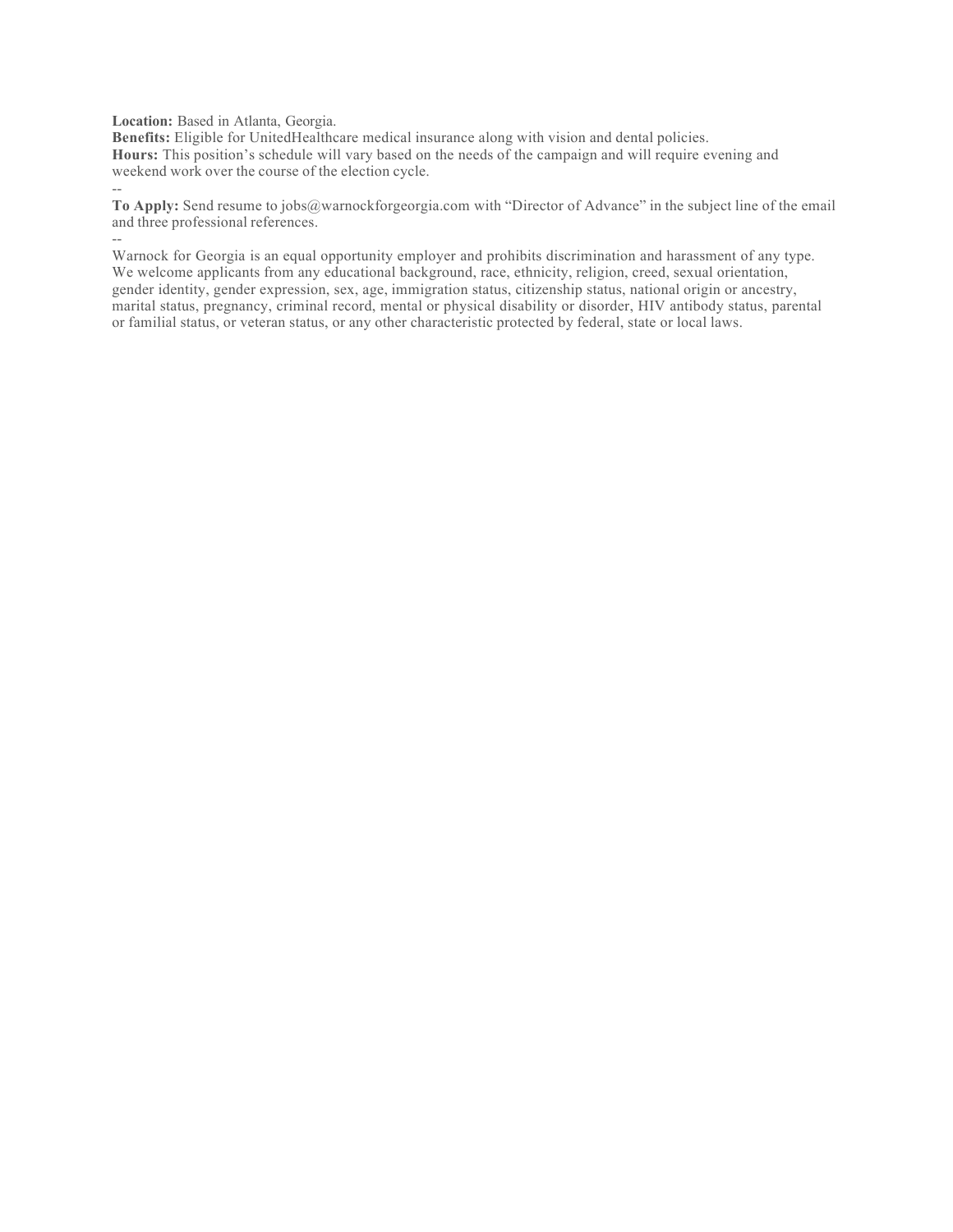**Location:** Based in Atlanta, Georgia.
**Benefits:** Eligible for UnitedHealthcare medical insurance along with vision and dental policies.
**Hours:** This position's schedule will vary based on the needs of the campaign and will require evening and weekend work over the course of the election cycle.

--

**To Apply:** Send resume to jobs@warnockforgeorgia.com with "Director of Advance" in the subject line of the email and three professional references.

--

Warnock for Georgia is an equal opportunity employer and prohibits discrimination and harassment of any type. We welcome applicants from any educational background, race, ethnicity, religion, creed, sexual orientation, gender identity, gender expression, sex, age, immigration status, citizenship status, national origin or ancestry, marital status, pregnancy, criminal record, mental or physical disability or disorder, HIV antibody status, parental or familial status, or veteran status, or any other characteristic protected by federal, state or local laws.